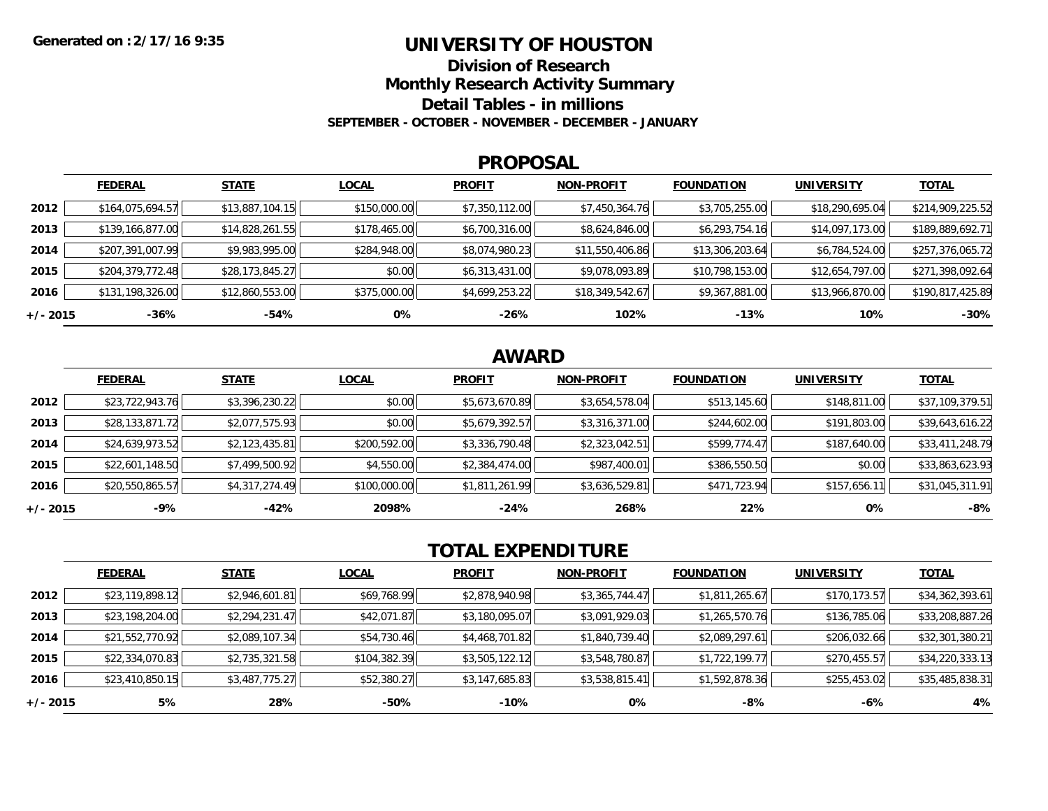**Generated on :2/17/16 9:35**

# UNIVERSITY OF HOUSTON

## Division of Research

## Monthly Research Activity Summary

## Detail Tables - in millions

**SEPTEMBER - OCTOBER - NOVEMBER - DECEMBER - JANUARY**

## PROPOSAL

| | FEDERAL | STATE | LOCAL | PROFIT | NON-PROFIT | FOUNDATION | UNIVERSITY | TOTAL |
|---|---|---|---|---|---|---|---|---|
| 2012 | $164,075,694.57 | $13,887,104.15 | $150,000.00 | $7,350,112.00 | $7,450,364.76 | $3,705,255.00 | $18,290,695.04 | $214,909,225.52 |
| 2013 | $139,166,877.00 | $14,828,261.55 | $178,465.00 | $6,700,316.00 | $8,624,846.00 | $6,293,754.16 | $14,097,173.00 | $189,889,692.71 |
| 2014 | $207,391,007.99 | $9,983,995.00 | $284,948.00 | $8,074,980.23 | $11,550,406.86 | $13,306,203.64 | $6,784,524.00 | $257,376,065.72 |
| 2015 | $204,379,772.48 | $28,173,845.27 | $0.00 | $6,313,431.00 | $9,078,093.89 | $10,798,153.00 | $12,654,797.00 | $271,398,092.64 |
| 2016 | $131,198,326.00 | $12,860,553.00 | $375,000.00 | $4,699,253.22 | $18,349,542.67 | $9,367,881.00 | $13,966,870.00 | $190,817,425.89 |
| +/- 2015 | -36% | -54% | 0% | -26% | 102% | -13% | 10% | -30% |

## AWARD

| | FEDERAL | STATE | LOCAL | PROFIT | NON-PROFIT | FOUNDATION | UNIVERSITY | TOTAL |
|---|---|---|---|---|---|---|---|---|
| 2012 | $23,722,943.76 | $3,396,230.22 | $0.00 | $5,673,670.89 | $3,654,578.04 | $513,145.60 | $148,811.00 | $37,109,379.51 |
| 2013 | $28,133,871.72 | $2,077,575.93 | $0.00 | $5,679,392.57 | $3,316,371.00 | $244,602.00 | $191,803.00 | $39,643,616.22 |
| 2014 | $24,639,973.52 | $2,123,435.81 | $200,592.00 | $3,336,790.48 | $2,323,042.51 | $599,774.47 | $187,640.00 | $33,411,248.79 |
| 2015 | $22,601,148.50 | $7,499,500.92 | $4,550.00 | $2,384,474.00 | $987,400.01 | $386,550.50 | $0.00 | $33,863,623.93 |
| 2016 | $20,550,865.57 | $4,317,274.49 | $100,000.00 | $1,811,261.99 | $3,636,529.81 | $471,723.94 | $157,656.11 | $31,045,311.91 |
| +/- 2015 | -9% | -42% | 2098% | -24% | 268% | 22% | 0% | -8% |

## TOTAL EXPENDITURE

| | FEDERAL | STATE | LOCAL | PROFIT | NON-PROFIT | FOUNDATION | UNIVERSITY | TOTAL |
|---|---|---|---|---|---|---|---|---|
| 2012 | $23,119,898.12 | $2,946,601.81 | $69,768.99 | $2,878,940.98 | $3,365,744.47 | $1,811,265.67 | $170,173.57 | $34,362,393.61 |
| 2013 | $23,198,204.00 | $2,294,231.47 | $42,071.87 | $3,180,095.07 | $3,091,929.03 | $1,265,570.76 | $136,785.06 | $33,208,887.26 |
| 2014 | $21,552,770.92 | $2,089,107.34 | $54,730.46 | $4,468,701.82 | $1,840,739.40 | $2,089,297.61 | $206,032.66 | $32,301,380.21 |
| 2015 | $22,334,070.83 | $2,735,321.58 | $104,382.39 | $3,505,122.12 | $3,548,780.87 | $1,722,199.77 | $270,455.57 | $34,220,333.13 |
| 2016 | $23,410,850.15 | $3,487,775.27 | $52,380.27 | $3,147,685.83 | $3,538,815.41 | $1,592,878.36 | $255,453.02 | $35,485,838.31 |
| +/- 2015 | 5% | 28% | -50% | -10% | 0% | -8% | -6% | 4% |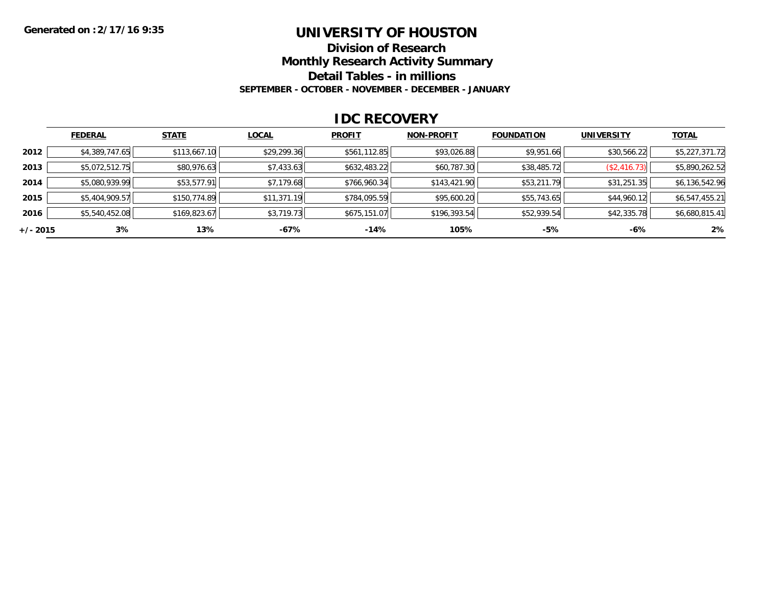Generated on :2/17/16 9:35

# UNIVERSITY OF HOUSTON

## Division of Research

## Monthly Research Activity Summary

## Detail Tables - in millions

**SEPTEMBER - OCTOBER - NOVEMBER - DECEMBER - JANUARY**

### IDC RECOVERY

| | FEDERAL | STATE | LOCAL | PROFIT | NON-PROFIT | FOUNDATION | UNIVERSITY | TOTAL |
|---|---|---|---|---|---|---|---|---|
| **2012** | $4,389,747.65 | $113,667.10 | $29,299.36 | $561,112.85 | $93,026.88 | $9,951.66 | $30,566.22 | $5,227,371.72 |
| **2013** | $5,072,512.75 | $80,976.63 | $7,433.63 | $632,483.22 | $60,787.30 | $38,485.72 | ($2,416.73) | $5,890,262.52 |
| **2014** | $5,080,939.99 | $53,577.91 | $7,179.68 | $766,960.34 | $143,421.90 | $53,211.79 | $31,251.35 | $6,136,542.96 |
| **2015** | $5,404,909.57 | $150,774.89 | $11,371.19 | $784,095.59 | $95,600.20 | $55,743.65 | $44,960.12 | $6,547,455.21 |
| **2016** | $5,540,452.08 | $169,823.67 | $3,719.73 | $675,151.07 | $196,393.54 | $52,939.54 | $42,335.78 | $6,680,815.41 |
| **+/- 2015** | **3%** | **13%** | **-67%** | **-14%** | **105%** | **-5%** | **-6%** | **2%** |